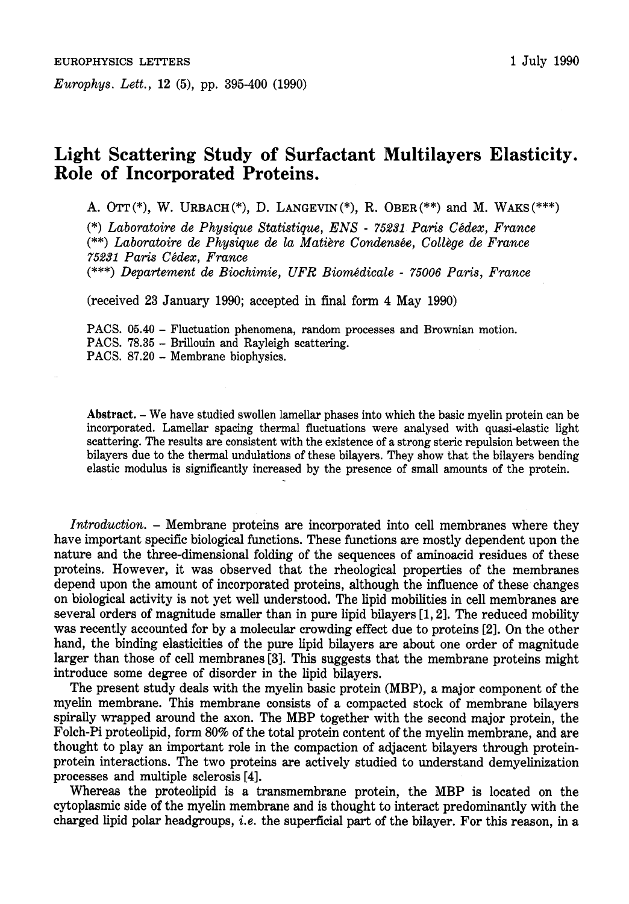# Light Scattering Study of Surfactant Multilayers Elasticity. Role of Incorporated Proteins.

A. OTT(*), W. URBACH(*), D. LANGEVIN(*), R. OBER(**) and M. WAKS(***)

(*) *Laboratoire de Physique Statistique, ENS - 75231 Paris Cédex, France*
(**) *Laboratoire de Physique de la Matière Condensée, Collège de France 75231 Paris Cédex, France*
(***) *Departement de Biochimie, UFR Biomédicale - 75006 Paris, France*

(received 23 January 1990; accepted in final form 4 May 1990)

PACS. 05.40 – Fluctuation phenomena, random processes and Brownian motion.
PACS. 78.35 – Brillouin and Rayleigh scattering.
PACS. 87.20 – Membrane biophysics.

**Abstract.** – We have studied swollen lamellar phases into which the basic myelin protein can be incorporated. Lamellar spacing thermal fluctuations were analysed with quasi-elastic light scattering. The results are consistent with the existence of a strong steric repulsion between the bilayers due to the thermal undulations of these bilayers. They show that the bilayers bending elastic modulus is significantly increased by the presence of small amounts of the protein.

*Introduction.* – Membrane proteins are incorporated into cell membranes where they have important specific biological functions. These functions are mostly dependent upon the nature and the three-dimensional folding of the sequences of aminoacid residues of these proteins. However, it was observed that the rheological properties of the membranes depend upon the amount of incorporated proteins, although the influence of these changes on biological activity is not yet well understood. The lipid mobilities in cell membranes are several orders of magnitude smaller than in pure lipid bilayers [1, 2]. The reduced mobility was recently accounted for by a molecular crowding effect due to proteins [2]. On the other hand, the binding elasticities of the pure lipid bilayers are about one order of magnitude larger than those of cell membranes [3]. This suggests that the membrane proteins might introduce some degree of disorder in the lipid bilayers.

The present study deals with the myelin basic protein (MBP), a major component of the myelin membrane. This membrane consists of a compacted stock of membrane bilayers spirally wrapped around the axon. The MBP together with the second major protein, the Folch-Pi proteolipid, form 80% of the total protein content of the myelin membrane, and are thought to play an important role in the compaction of adjacent bilayers through protein-protein interactions. The two proteins are actively studied to understand demyelinization processes and multiple sclerosis [4].

Whereas the proteolipid is a transmembrane protein, the MBP is located on the cytoplasmic side of the myelin membrane and is thought to interact predominantly with the charged lipid polar headgroups, *i.e.* the superficial part of the bilayer. For this reason, in a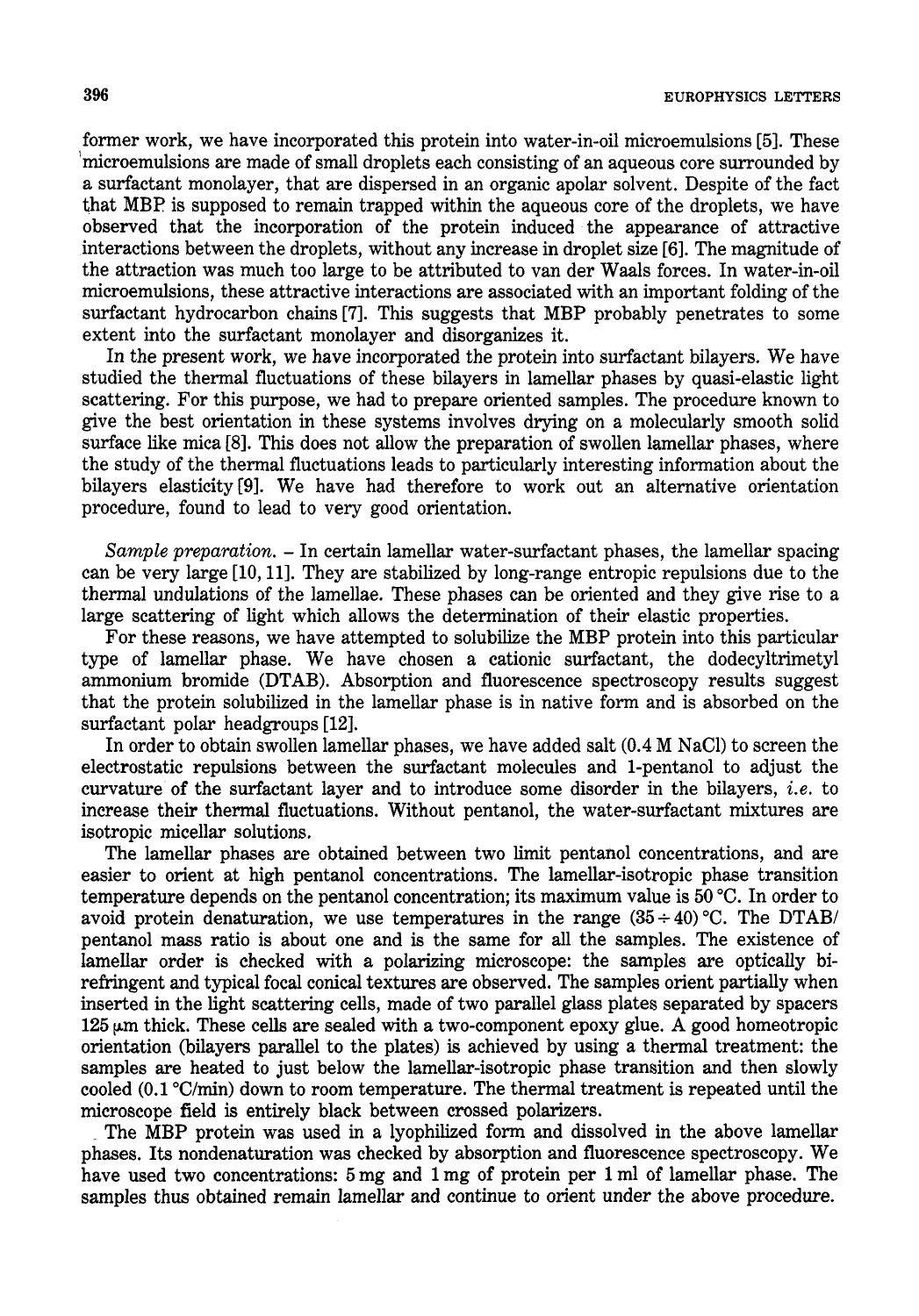former work, we have incorporated this protein into water-in-oil microemulsions [5]. These microemulsions are made of small droplets each consisting of an aqueous core surrounded by a surfactant monolayer, that are dispersed in an organic apolar solvent. Despite of the fact that MBP is supposed to remain trapped within the aqueous core of the droplets, we have observed that the incorporation of the protein induced the appearance of attractive interactions between the droplets, without any increase in droplet size [6]. The magnitude of the attraction was much too large to be attributed to van der Waals forces. In water-in-oil microemulsions, these attractive interactions are associated with an important folding of the surfactant hydrocarbon chains [7]. This suggests that MBP probably penetrates to some extent into the surfactant monolayer and disorganizes it.

In the present work, we have incorporated the protein into surfactant bilayers. We have studied the thermal fluctuations of these bilayers in lamellar phases by quasi-elastic light scattering. For this purpose, we had to prepare oriented samples. The procedure known to give the best orientation in these systems involves drying on a molecularly smooth solid surface like mica [8]. This does not allow the preparation of swollen lamellar phases, where the study of the thermal fluctuations leads to particularly interesting information about the bilayers elasticity [9]. We have had therefore to work out an alternative orientation procedure, found to lead to very good orientation.

*Sample preparation.* – In certain lamellar water-surfactant phases, the lamellar spacing can be very large [10, 11]. They are stabilized by long-range entropic repulsions due to the thermal undulations of the lamellae. These phases can be oriented and they give rise to a large scattering of light which allows the determination of their elastic properties.

For these reasons, we have attempted to solubilize the MBP protein into this particular type of lamellar phase. We have chosen a cationic surfactant, the dodecyltrimetyl ammonium bromide (DTAB). Absorption and fluorescence spectroscopy results suggest that the protein solubilized in the lamellar phase is in native form and is absorbed on the surfactant polar headgroups [12].

In order to obtain swollen lamellar phases, we have added salt (0.4 M NaCl) to screen the electrostatic repulsions between the surfactant molecules and 1-pentanol to adjust the curvature of the surfactant layer and to introduce some disorder in the bilayers, *i.e.* to increase their thermal fluctuations. Without pentanol, the water-surfactant mixtures are isotropic micellar solutions.

The lamellar phases are obtained between two limit pentanol concentrations, and are easier to orient at high pentanol concentrations. The lamellar-isotropic phase transition temperature depends on the pentanol concentration; its maximum value is 50 °C. In order to avoid protein denaturation, we use temperatures in the range $(35 \div 40)$ °C. The DTAB/pentanol mass ratio is about one and is the same for all the samples. The existence of lamellar order is checked with a polarizing microscope: the samples are optically birefringent and typical focal conical textures are observed. The samples orient partially when inserted in the light scattering cells, made of two parallel glass plates separated by spacers 125 μm thick. These cells are sealed with a two-component epoxy glue. A good homeotropic orientation (bilayers parallel to the plates) is achieved by using a thermal treatment: the samples are heated to just below the lamellar-isotropic phase transition and then slowly cooled (0.1 °C/min) down to room temperature. The thermal treatment is repeated until the microscope field is entirely black between crossed polarizers.

The MBP protein was used in a lyophilized form and dissolved in the above lamellar phases. Its nondenaturation was checked by absorption and fluorescence spectroscopy. We have used two concentrations: 5 mg and 1 mg of protein per 1 ml of lamellar phase. The samples thus obtained remain lamellar and continue to orient under the above procedure.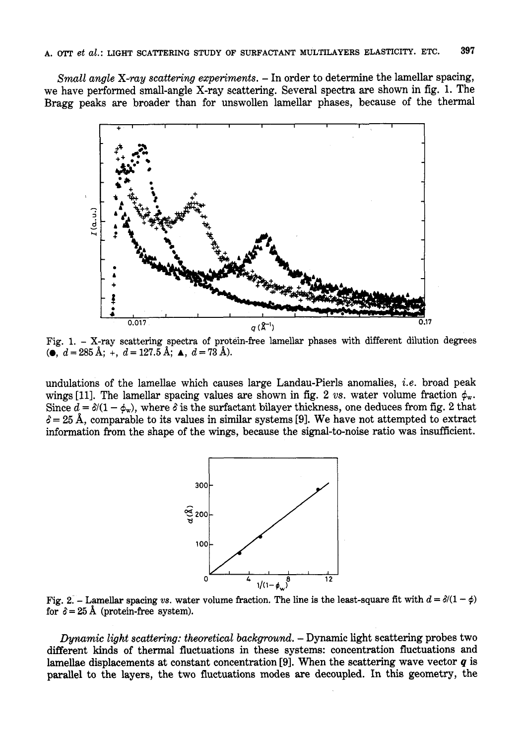*Small angle* X*-ray scattering experiments.* – In order to determine the lamellar spacing, we have performed small-angle X-ray scattering. Several spectra are shown in fig. 1. The Bragg peaks are broader than for unswollen lamellar phases, because of the thermal undulations of the lamellae which causes large Landau-Pierls anomalies, *i.e.* broad peak wings [11]. The lamellar spacing values are shown in fig. 2 *vs.* water volume fraction $\phi_w$. Since $d = \delta/(1 - \phi_w)$, where $\delta$ is the surfactant bilayer thickness, one deduces from fig. 2 that $\delta = 25$ Å, comparable to its values in similar systems [9]. We have not attempted to extract information from the shape of the wings, because the signal-to-noise ratio was insufficient.

Fig. 1. – X-ray scattering spectra of protein-free lamellar phases with different dilution degrees (●, $d = 285$ Å; +, $d = 127.5$ Å; ▲, $d = 73$ Å).

Fig. 2. – Lamellar spacing *vs.* water volume fraction. The line is the least-square fit with $d = \delta/(1 - \phi)$ for $\delta = 25$ Å (protein-free system).

*Dynamic light scattering: theoretical background.* – Dynamic light scattering probes two different kinds of thermal fluctuations in these systems: concentration fluctuations and lamellae displacements at constant concentration [9]. When the scattering wave vector $\boldsymbol{q}$ is parallel to the layers, the two fluctuations modes are decoupled. In this geometry, the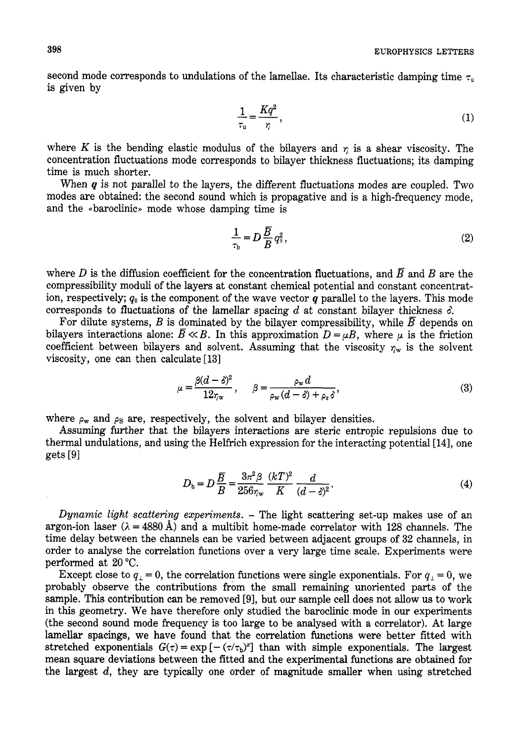second mode corresponds to undulations of the lamellae. Its characteristic damping time $\tau_u$ is given by

$$\frac{1}{\tau_u} = \frac{Kq^2}{\eta}, \tag{1}$$

where $K$ is the bending elastic modulus of the bilayers and $\eta$ is a shear viscosity. The concentration fluctuations mode corresponds to bilayer thickness fluctuations; its damping time is much shorter.

When $\boldsymbol{q}$ is not parallel to the layers, the different fluctuations modes are coupled. Two modes are obtained: the second sound which is propagative and is a high-frequency mode, and the «baroclinic» mode whose damping time is

$$\frac{1}{\tau_b} = D\frac{\bar{B}}{B}q_{\parallel}^2, \tag{2}$$

where $D$ is the diffusion coefficient for the concentration fluctuations, and $\bar{B}$ and $B$ are the compressibility moduli of the layers at constant chemical potential and constant concentration, respectively; $q_{\parallel}$ is the component of the wave vector $\boldsymbol{q}$ parallel to the layers. This mode corresponds to fluctuations of the lamellar spacing $d$ at constant bilayer thickness $\delta$.

For dilute systems, $B$ is dominated by the bilayer compressibility, while $\bar{B}$ depends on bilayers interactions alone: $\bar{B} \ll B$. In this approximation $D = \mu B$, where $\mu$ is the friction coefficient between bilayers and solvent. Assuming that the viscosity $\eta_w$ is the solvent viscosity, one can then calculate [13]

$$\mu = \frac{\beta(d-\delta)^2}{12\eta_w}, \qquad \beta = \frac{\rho_w d}{\rho_w(d-\delta) + \rho_s\delta}, \tag{3}$$

where $\rho_w$ and $\rho_S$ are, respectively, the solvent and bilayer densities.

Assuming further that the bilayers interactions are steric entropic repulsions due to thermal undulations, and using the Helfrich expression for the interacting potential [14], one gets [9]

$$D_b = D\frac{\bar{B}}{B} = \frac{3\pi^2\beta}{256\eta_w}\frac{(kT)^2}{K}\frac{d}{(d-\delta)^2}. \tag{4}$$

*Dynamic light scattering experiments.* – The light scattering set-up makes use of an argon-ion laser ($\lambda = 4880$ Å) and a multibit home-made correlator with 128 channels. The time delay between the channels can be varied between adjacent groups of 32 channels, in order to analyse the correlation functions over a very large time scale. Experiments were performed at 20 °C.

Except close to $q_{\perp} = 0$, the correlation functions were single exponentials. For $q_{\perp} = 0$, we probably observe the contributions from the small remaining unoriented parts of the sample. This contribution can be removed [9], but our sample cell does not allow us to work in this geometry. We have therefore only studied the baroclinic mode in our experiments (the second sound mode frequency is too large to be analysed with a correlator). At large lamellar spacings, we have found that the correlation functions were better fitted with stretched exponentials $G(\tau) = \exp[-(\tau/\tau_b)^x]$ than with simple exponentials. The largest mean square deviations between the fitted and the experimental functions are obtained for the largest $d$, they are typically one order of magnitude smaller when using stretched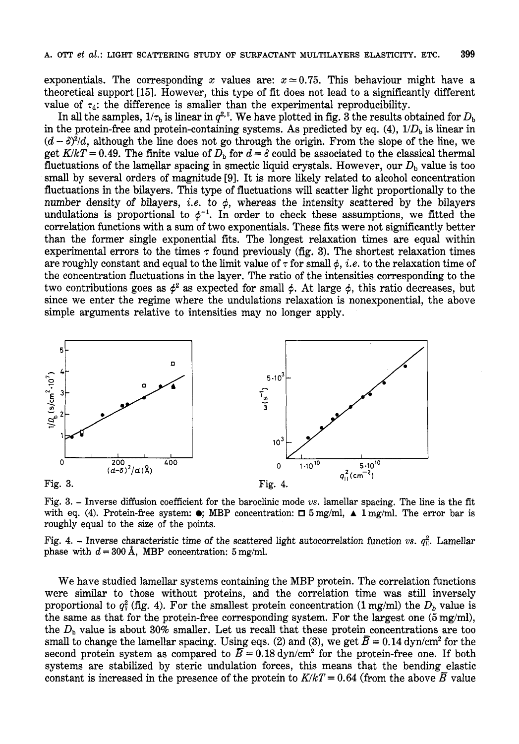exponentials. The corresponding $x$ values are: $x \simeq 0.75$. This behaviour might have a theoretical support [15]. However, this type of fit does not lead to a significantly different value of $\tau_d$: the difference is smaller than the experimental reproducibility.

In all the samples, $1/\tau_b$ is linear in $q^2_{\parallel}$. We have plotted in fig. 3 the results obtained for $D_b$ in the protein-free and protein-containing systems. As predicted by eq. (4), $1/D_b$ is linear in $(d-\delta)^2/d$, although the line does not go through the origin. From the slope of the line, we get $K/kT = 0.49$. The finite value of $D_b$ for $d = \delta$ could be associated to the classical thermal fluctuations of the lamellar spacing in smectic liquid crystals. However, our $D_b$ value is too small by several orders of magnitude [9]. It is more likely related to alcohol concentration fluctuations in the bilayers. This type of fluctuations will scatter light proportionally to the number density of bilayers, *i.e.* to $\phi$, whereas the intensity scattered by the bilayers undulations is proportional to $\phi^{-1}$. In order to check these assumptions, we fitted the correlation functions with a sum of two exponentials. These fits were not significantly better than the former single exponential fits. The longest relaxation times are equal within experimental errors to the times $\tau$ found previously (fig. 3). The shortest relaxation times are roughly constant and equal to the limit value of $\tau$ for small $\phi$, *i.e.* to the relaxation time of the concentration fluctuations in the layer. The ratio of the intensities corresponding to the two contributions goes as $\phi^2$ as expected for small $\phi$. At large $\phi$, this ratio decreases, but since we enter the regime where the undulations relaxation is nonexponential, the above simple arguments relative to intensities may no longer apply.

Fig. 3. – Inverse diffusion coefficient for the baroclinic mode *vs.* lamellar spacing. The line is the fit with eq. (4). Protein-free system: ●; MBP concentration: □ 5 mg/ml, ▲ 1 mg/ml. The error bar is roughly equal to the size of the points.

Fig. 4. – Inverse characteristic time of the scattered light autocorrelation function *vs.* $q^2_{\parallel}$. Lamellar phase with $d = 300$ Å, MBP concentration: 5 mg/ml.

We have studied lamellar systems containing the MBP protein. The correlation functions were similar to those without proteins, and the correlation time was still inversely proportional to $q^2_{\parallel}$ (fig. 4). For the smallest protein concentration (1 mg/ml) the $D_b$ value is the same as that for the protein-free corresponding system. For the largest one (5 mg/ml), the $D_b$ value is about 30% smaller. Let us recall that these protein concentrations are too small to change the lamellar spacing. Using eqs. (2) and (3), we get $\bar{B} = 0.14$ dyn/cm$^2$ for the second protein system as compared to $\bar{B} = 0.18$ dyn/cm$^2$ for the protein-free one. If both systems are stabilized by steric undulation forces, this means that the bending elastic constant is increased in the presence of the protein to $K/kT = 0.64$ (from the above $\bar{B}$ value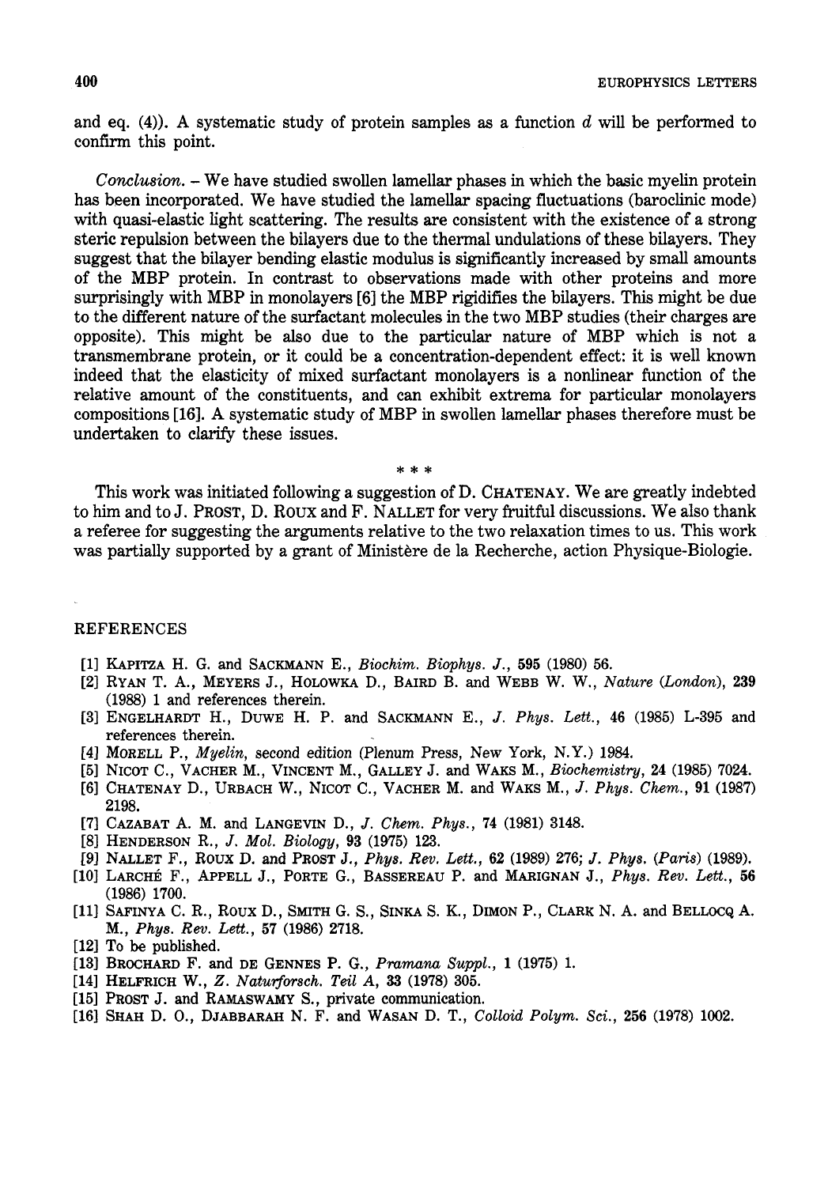and eq. (4)). A systematic study of protein samples as a function $d$ will be performed to confirm this point.

*Conclusion.* – We have studied swollen lamellar phases in which the basic myelin protein has been incorporated. We have studied the lamellar spacing fluctuations (baroclinic mode) with quasi-elastic light scattering. The results are consistent with the existence of a strong steric repulsion between the bilayers due to the thermal undulations of these bilayers. They suggest that the bilayer bending elastic modulus is significantly increased by small amounts of the MBP protein. In contrast to observations made with other proteins and more surprisingly with MBP in monolayers [6] the MBP rigidifies the bilayers. This might be due to the different nature of the surfactant molecules in the two MBP studies (their charges are opposite). This might be also due to the particular nature of MBP which is not a transmembrane protein, or it could be a concentration-dependent effect: it is well known indeed that the elasticity of mixed surfactant monolayers is a nonlinear function of the relative amount of the constituents, and can exhibit extrema for particular monolayers compositions [16]. A systematic study of MBP in swollen lamellar phases therefore must be undertaken to clarify these issues.

\* \* \*

This work was initiated following a suggestion of D. CHATENAY. We are greatly indebted to him and to J. PROST, D. ROUX and F. NALLET for very fruitful discussions. We also thank a referee for suggesting the arguments relative to the two relaxation times to us. This work was partially supported by a grant of Ministère de la Recherche, action Physique-Biologie.

## REFERENCES

[1] KAPITZA H. G. and SACKMANN E., *Biochim. Biophys. J.*, **595** (1980) 56.

[2] RYAN T. A., MEYERS J., HOLOWKA D., BAIRD B. and WEBB W. W., *Nature (London)*, **239** (1988) 1 and references therein.

[3] ENGELHARDT H., DUWE H. P. and SACKMANN E., *J. Phys. Lett.*, **46** (1985) L-395 and references therein.

[4] MORELL P., *Myelin*, second edition (Plenum Press, New York, N.Y.) 1984.

[5] NICOT C., VACHER M., VINCENT M., GALLEY J. and WAKS M., *Biochemistry*, **24** (1985) 7024.

[6] CHATENAY D., URBACH W., NICOT C., VACHER M. and WAKS M., *J. Phys. Chem.*, **91** (1987) 2198.

[7] CAZABAT A. M. and LANGEVIN D., *J. Chem. Phys.*, **74** (1981) 3148.

[8] HENDERSON R., *J. Mol. Biology*, **93** (1975) 123.

[9] NALLET F., ROUX D. and PROST J., *Phys. Rev. Lett.*, **62** (1989) 276; *J. Phys. (Paris)* (1989).

[10] LARCHÉ F., APPELL J., PORTE G., BASSEREAU P. and MARIGNAN J., *Phys. Rev. Lett.*, **56** (1986) 1700.

[11] SAFINYA C. R., ROUX D., SMITH G. S., SINKA S. K., DIMON P., CLARK N. A. and BELLOCQ A. M., *Phys. Rev. Lett.*, **57** (1986) 2718.

[12] To be published.

[13] BROCHARD F. and DE GENNES P. G., *Pramana Suppl.*, **1** (1975) 1.

[14] HELFRICH W., *Z. Naturforsch. Teil A*, **33** (1978) 305.

[15] PROST J. and RAMASWAMY S., private communication.

[16] SHAH D. O., DJABBARAH N. F. and WASAN D. T., *Colloid Polym. Sci.*, **256** (1978) 1002.